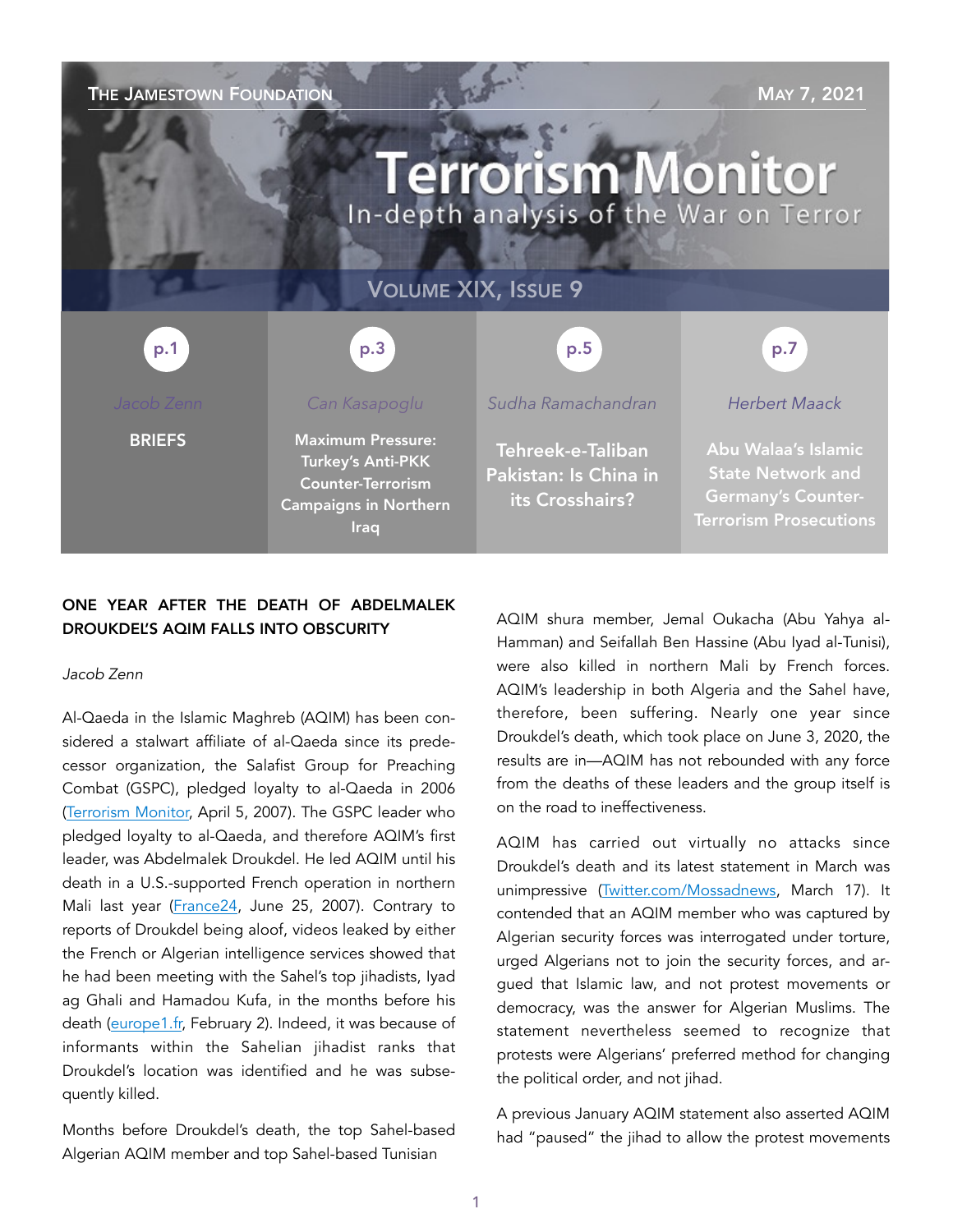THE JAMESTOWN FOUNDATION — MAY 7, 2021

# Terrorism Monitor

In-depth analysis of the War on Terror

VOLUME XIX, ISSUE 9

| p.1 | p.3 | p.5 | p.7 |
| --- | --- | --- | --- |
| Jacob Zenn | Can Kasapoglu | Sudha Ramachandran | Herbert Maack |
| **BRIEFS** | **Maximum Pressure: Turkey's Anti-PKK Counter-Terrorism Campaigns in Northern Iraq** | **Tehreek-e-Taliban Pakistan: Is China in its Crosshairs?** | **Abu Walaa's Islamic State Network and Germany's Counter-Terrorism Prosecutions** |

## ONE YEAR AFTER THE DEATH OF ABDELMALEK DROUKDEL'S AQIM FALLS INTO OBSCURITY

*Jacob Zenn*

Al-Qaeda in the Islamic Maghreb (AQIM) has been considered a stalwart affiliate of al-Qaeda since its predecessor organization, the Salafist Group for Preaching Combat (GSPC), pledged loyalty to al-Qaeda in 2006 (Terrorism Monitor, April 5, 2007). The GSPC leader who pledged loyalty to al-Qaeda, and therefore AQIM's first leader, was Abdelmalek Droukdel. He led AQIM until his death in a U.S.-supported French operation in northern Mali last year (France24, June 25, 2007). Contrary to reports of Droukdel being aloof, videos leaked by either the French or Algerian intelligence services showed that he had been meeting with the Sahel's top jihadists, Iyad ag Ghali and Hamadou Kufa, in the months before his death (europe1.fr, February 2). Indeed, it was because of informants within the Sahelian jihadist ranks that Droukdel's location was identified and he was subsequently killed.

Months before Droukdel's death, the top Sahel-based Algerian AQIM member and top Sahel-based Tunisian AQIM shura member, Jemal Oukacha (Abu Yahya al-Hamman) and Seifallah Ben Hassine (Abu Iyad al-Tunisi), were also killed in northern Mali by French forces. AQIM's leadership in both Algeria and the Sahel have, therefore, been suffering. Nearly one year since Droukdel's death, which took place on June 3, 2020, the results are in—AQIM has not rebounded with any force from the deaths of these leaders and the group itself is on the road to ineffectiveness.

AQIM has carried out virtually no attacks since Droukdel's death and its latest statement in March was unimpressive (Twitter.com/Mossadnews, March 17). It contended that an AQIM member who was captured by Algerian security forces was interrogated under torture, urged Algerians not to join the security forces, and argued that Islamic law, and not protest movements or democracy, was the answer for Algerian Muslims. The statement nevertheless seemed to recognize that protests were Algerians' preferred method for changing the political order, and not jihad.

A previous January AQIM statement also asserted AQIM had "paused" the jihad to allow the protest movements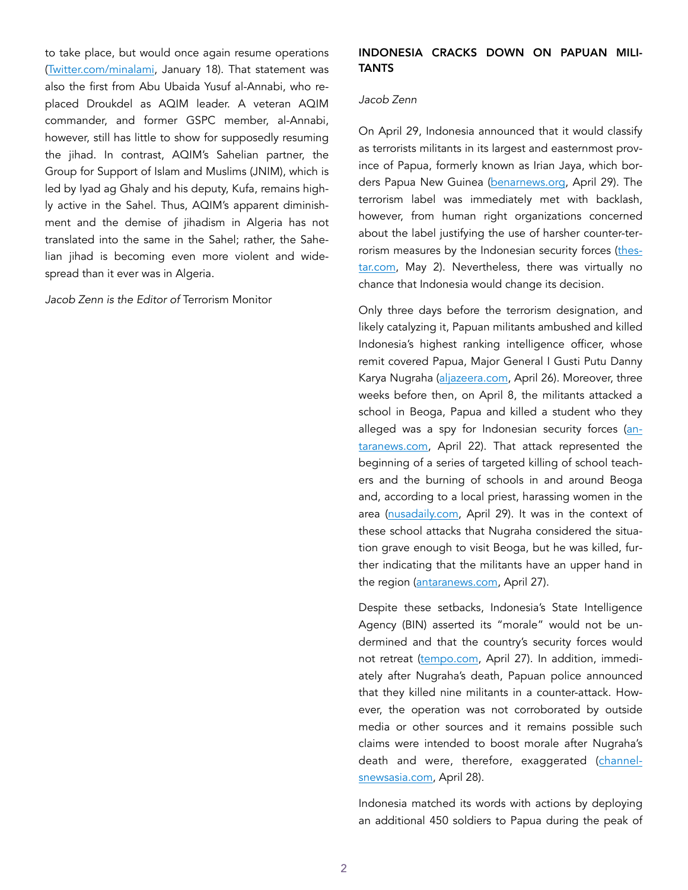to take place, but would once again resume operations (Twitter.com/minalami, January 18). That statement was also the first from Abu Ubaida Yusuf al-Annabi, who replaced Droukdel as AQIM leader. A veteran AQIM commander, and former GSPC member, al-Annabi, however, still has little to show for supposedly resuming the jihad. In contrast, AQIM's Sahelian partner, the Group for Support of Islam and Muslims (JNIM), which is led by Iyad ag Ghaly and his deputy, Kufa, remains highly active in the Sahel. Thus, AQIM's apparent diminishment and the demise of jihadism in Algeria has not translated into the same in the Sahel; rather, the Sahelian jihad is becoming even more violent and widespread than it ever was in Algeria.

*Jacob Zenn is the Editor of* Terrorism Monitor

## INDONESIA CRACKS DOWN ON PAPUAN MILITANTS

*Jacob Zenn*

On April 29, Indonesia announced that it would classify as terrorists militants in its largest and easternmost province of Papua, formerly known as Irian Jaya, which borders Papua New Guinea (benarnews.org, April 29). The terrorism label was immediately met with backlash, however, from human right organizations concerned about the label justifying the use of harsher counter-terrorism measures by the Indonesian security forces (thestar.com, May 2). Nevertheless, there was virtually no chance that Indonesia would change its decision.

Only three days before the terrorism designation, and likely catalyzing it, Papuan militants ambushed and killed Indonesia's highest ranking intelligence officer, whose remit covered Papua, Major General I Gusti Putu Danny Karya Nugraha (aljazeera.com, April 26). Moreover, three weeks before then, on April 8, the militants attacked a school in Beoga, Papua and killed a student who they alleged was a spy for Indonesian security forces (antaranews.com, April 22). That attack represented the beginning of a series of targeted killing of school teachers and the burning of schools in and around Beoga and, according to a local priest, harassing women in the area (nusadaily.com, April 29). It was in the context of these school attacks that Nugraha considered the situation grave enough to visit Beoga, but he was killed, further indicating that the militants have an upper hand in the region (antaranews.com, April 27).

Despite these setbacks, Indonesia's State Intelligence Agency (BIN) asserted its "morale" would not be undermined and that the country's security forces would not retreat (tempo.com, April 27). In addition, immediately after Nugraha's death, Papuan police announced that they killed nine militants in a counter-attack. However, the operation was not corroborated by outside media or other sources and it remains possible such claims were intended to boost morale after Nugraha's death and were, therefore, exaggerated (channelsnewsasia.com, April 28).

Indonesia matched its words with actions by deploying an additional 450 soldiers to Papua during the peak of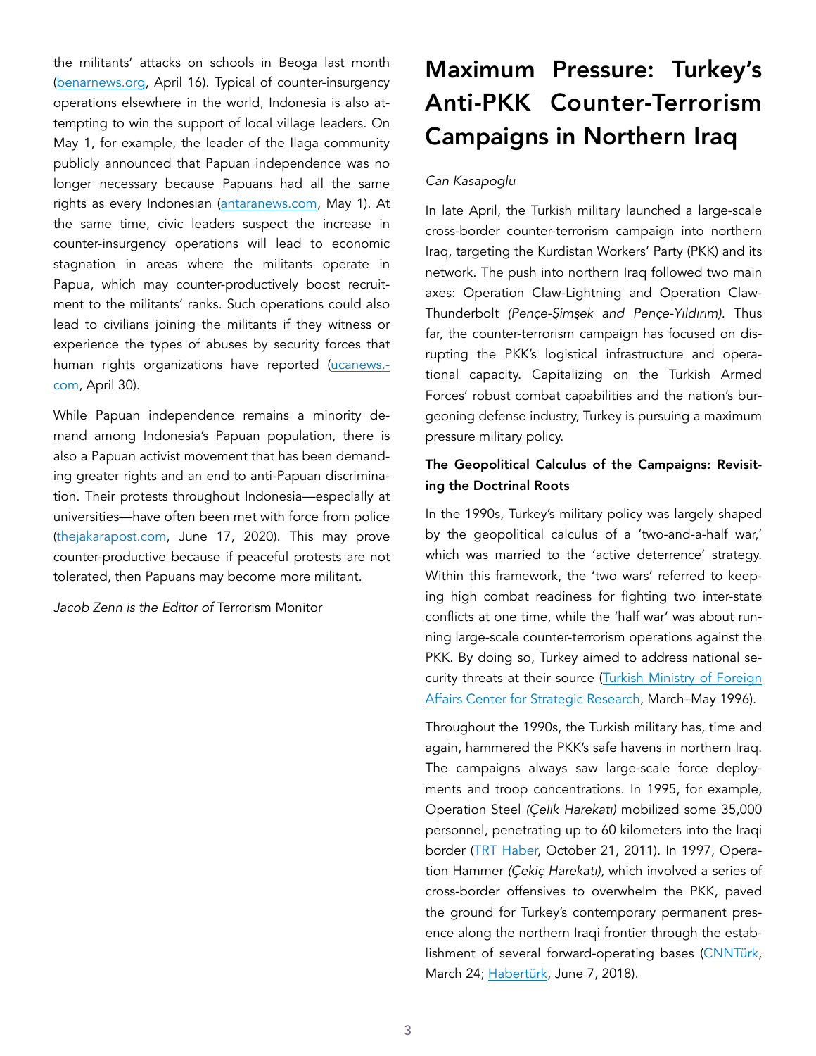the militants' attacks on schools in Beoga last month (benarnews.org, April 16). Typical of counter-insurgency operations elsewhere in the world, Indonesia is also attempting to win the support of local village leaders. On May 1, for example, the leader of the Ilaga community publicly announced that Papuan independence was no longer necessary because Papuans had all the same rights as every Indonesian (antaranews.com, May 1). At the same time, civic leaders suspect the increase in counter-insurgency operations will lead to economic stagnation in areas where the militants operate in Papua, which may counter-productively boost recruitment to the militants' ranks. Such operations could also lead to civilians joining the militants if they witness or experience the types of abuses by security forces that human rights organizations have reported (ucanews.com, April 30).

While Papuan independence remains a minority demand among Indonesia's Papuan population, there is also a Papuan activist movement that has been demanding greater rights and an end to anti-Papuan discrimination. Their protests throughout Indonesia—especially at universities—have often been met with force from police (thejakarapost.com, June 17, 2020). This may prove counter-productive because if peaceful protests are not tolerated, then Papuans may become more militant.

*Jacob Zenn is the Editor of* Terrorism Monitor

# Maximum Pressure: Turkey's Anti-PKK Counter-Terrorism Campaigns in Northern Iraq

*Can Kasapoglu*

In late April, the Turkish military launched a large-scale cross-border counter-terrorism campaign into northern Iraq, targeting the Kurdistan Workers' Party (PKK) and its network. The push into northern Iraq followed two main axes: Operation Claw-Lightning and Operation Claw-Thunderbolt *(Pençe-Şimşek and Pençe-Yıldırım).* Thus far, the counter-terrorism campaign has focused on disrupting the PKK's logistical infrastructure and operational capacity. Capitalizing on the Turkish Armed Forces' robust combat capabilities and the nation's burgeoning defense industry, Turkey is pursuing a maximum pressure military policy.

## The Geopolitical Calculus of the Campaigns: Revisiting the Doctrinal Roots

In the 1990s, Turkey's military policy was largely shaped by the geopolitical calculus of a 'two-and-a-half war,' which was married to the 'active deterrence' strategy. Within this framework, the 'two wars' referred to keeping high combat readiness for fighting two inter-state conflicts at one time, while the 'half war' was about running large-scale counter-terrorism operations against the PKK. By doing so, Turkey aimed to address national security threats at their source (Turkish Ministry of Foreign Affairs Center for Strategic Research, March–May 1996).

Throughout the 1990s, the Turkish military has, time and again, hammered the PKK's safe havens in northern Iraq. The campaigns always saw large-scale force deployments and troop concentrations. In 1995, for example, Operation Steel *(Çelik Harekatı)* mobilized some 35,000 personnel, penetrating up to 60 kilometers into the Iraqi border (TRT Haber, October 21, 2011). In 1997, Operation Hammer *(Çekiç Harekatı)*, which involved a series of cross-border offensives to overwhelm the PKK, paved the ground for Turkey's contemporary permanent presence along the northern Iraqi frontier through the establishment of several forward-operating bases (CNNTürk, March 24; Habertürk, June 7, 2018).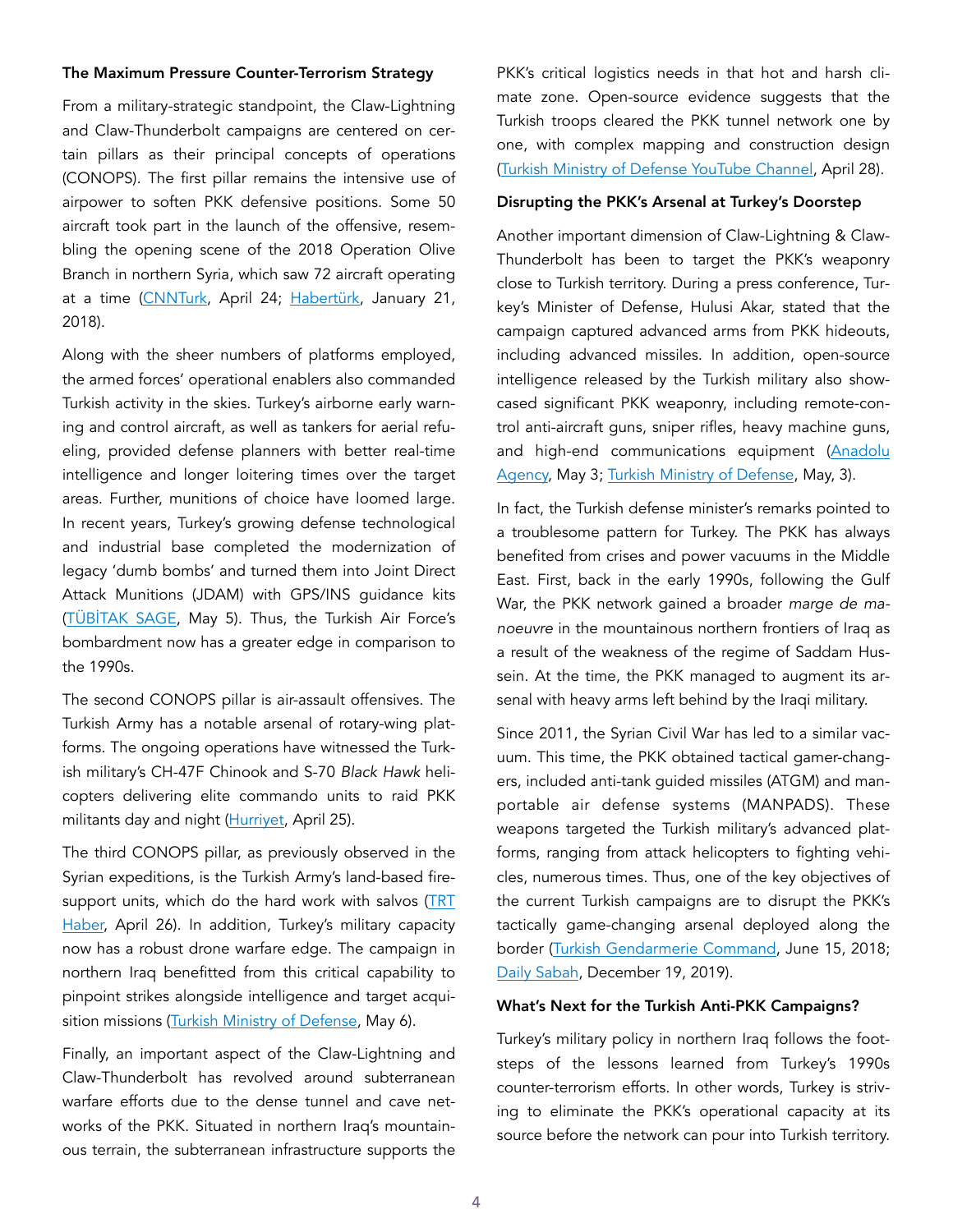### The Maximum Pressure Counter-Terrorism Strategy

From a military-strategic standpoint, the Claw-Lightning and Claw-Thunderbolt campaigns are centered on certain pillars as their principal concepts of operations (CONOPS). The first pillar remains the intensive use of airpower to soften PKK defensive positions. Some 50 aircraft took part in the launch of the offensive, resembling the opening scene of the 2018 Operation Olive Branch in northern Syria, which saw 72 aircraft operating at a time (CNNTurk, April 24; Habertürk, January 21, 2018).

Along with the sheer numbers of platforms employed, the armed forces' operational enablers also commanded Turkish activity in the skies. Turkey's airborne early warning and control aircraft, as well as tankers for aerial refueling, provided defense planners with better real-time intelligence and longer loitering times over the target areas. Further, munitions of choice have loomed large. In recent years, Turkey's growing defense technological and industrial base completed the modernization of legacy 'dumb bombs' and turned them into Joint Direct Attack Munitions (JDAM) with GPS/INS guidance kits (TÜBİTAK SAGE, May 5). Thus, the Turkish Air Force's bombardment now has a greater edge in comparison to the 1990s.

The second CONOPS pillar is air-assault offensives. The Turkish Army has a notable arsenal of rotary-wing platforms. The ongoing operations have witnessed the Turkish military's CH-47F Chinook and S-70 *Black Hawk* helicopters delivering elite commando units to raid PKK militants day and night (Hurriyet, April 25).

The third CONOPS pillar, as previously observed in the Syrian expeditions, is the Turkish Army's land-based fire-support units, which do the hard work with salvos (TRT Haber, April 26). In addition, Turkey's military capacity now has a robust drone warfare edge. The campaign in northern Iraq benefitted from this critical capability to pinpoint strikes alongside intelligence and target acquisition missions (Turkish Ministry of Defense, May 6).

Finally, an important aspect of the Claw-Lightning and Claw-Thunderbolt has revolved around subterranean warfare efforts due to the dense tunnel and cave networks of the PKK. Situated in northern Iraq's mountainous terrain, the subterranean infrastructure supports the PKK's critical logistics needs in that hot and harsh climate zone. Open-source evidence suggests that the Turkish troops cleared the PKK tunnel network one by one, with complex mapping and construction design (Turkish Ministry of Defense YouTube Channel, April 28).

### Disrupting the PKK's Arsenal at Turkey's Doorstep

Another important dimension of Claw-Lightning & Claw-Thunderbolt has been to target the PKK's weaponry close to Turkish territory. During a press conference, Turkey's Minister of Defense, Hulusi Akar, stated that the campaign captured advanced arms from PKK hideouts, including advanced missiles. In addition, open-source intelligence released by the Turkish military also showcased significant PKK weaponry, including remote-control anti-aircraft guns, sniper rifles, heavy machine guns, and high-end communications equipment (Anadolu Agency, May 3; Turkish Ministry of Defense, May, 3).

In fact, the Turkish defense minister's remarks pointed to a troublesome pattern for Turkey. The PKK has always benefited from crises and power vacuums in the Middle East. First, back in the early 1990s, following the Gulf War, the PKK network gained a broader *marge de manoeuvre* in the mountainous northern frontiers of Iraq as a result of the weakness of the regime of Saddam Hussein. At the time, the PKK managed to augment its arsenal with heavy arms left behind by the Iraqi military.

Since 2011, the Syrian Civil War has led to a similar vacuum. This time, the PKK obtained tactical gamer-changers, included anti-tank guided missiles (ATGM) and man-portable air defense systems (MANPADS). These weapons targeted the Turkish military's advanced platforms, ranging from attack helicopters to fighting vehicles, numerous times. Thus, one of the key objectives of the current Turkish campaigns are to disrupt the PKK's tactically game-changing arsenal deployed along the border (Turkish Gendarmerie Command, June 15, 2018; Daily Sabah, December 19, 2019).

### What's Next for the Turkish Anti-PKK Campaigns?

Turkey's military policy in northern Iraq follows the footsteps of the lessons learned from Turkey's 1990s counter-terrorism efforts. In other words, Turkey is striving to eliminate the PKK's operational capacity at its source before the network can pour into Turkish territory.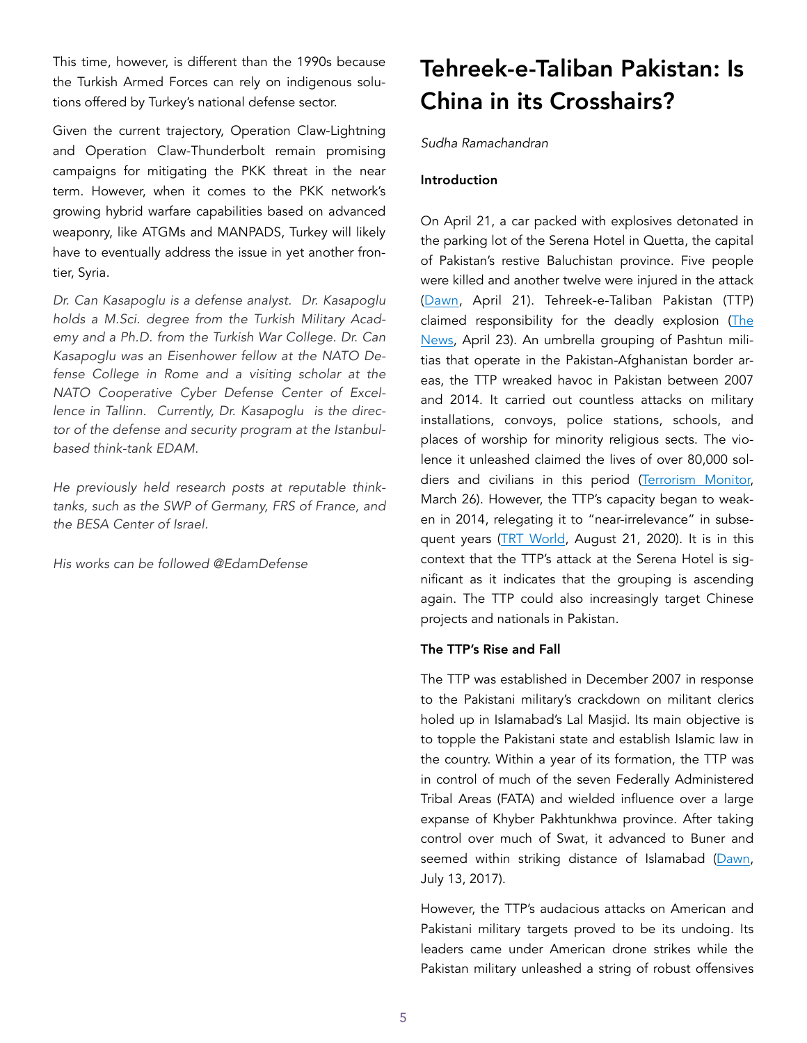This time, however, is different than the 1990s because the Turkish Armed Forces can rely on indigenous solutions offered by Turkey's national defense sector.

Given the current trajectory, Operation Claw-Lightning and Operation Claw-Thunderbolt remain promising campaigns for mitigating the PKK threat in the near term. However, when it comes to the PKK network's growing hybrid warfare capabilities based on advanced weaponry, like ATGMs and MANPADS, Turkey will likely have to eventually address the issue in yet another frontier, Syria.

*Dr. Can Kasapoglu is a defense analyst. Dr. Kasapoglu holds a M.Sci. degree from the Turkish Military Academy and a Ph.D. from the Turkish War College. Dr. Can Kasapoglu was an Eisenhower fellow at the NATO Defense College in Rome and a visiting scholar at the NATO Cooperative Cyber Defense Center of Excellence in Tallinn. Currently, Dr. Kasapoglu is the director of the defense and security program at the Istanbul-based think-tank EDAM.*

*He previously held research posts at reputable think-tanks, such as the SWP of Germany, FRS of France, and the BESA Center of Israel.*

*His works can be followed @EdamDefense*

# Tehreek-e-Taliban Pakistan: Is China in its Crosshairs?

*Sudha Ramachandran*

**Introduction**

On April 21, a car packed with explosives detonated in the parking lot of the Serena Hotel in Quetta, the capital of Pakistan's restive Baluchistan province. Five people were killed and another twelve were injured in the attack (Dawn, April 21). Tehreek-e-Taliban Pakistan (TTP) claimed responsibility for the deadly explosion (The News, April 23). An umbrella grouping of Pashtun militias that operate in the Pakistan-Afghanistan border areas, the TTP wreaked havoc in Pakistan between 2007 and 2014. It carried out countless attacks on military installations, convoys, police stations, schools, and places of worship for minority religious sects. The violence it unleashed claimed the lives of over 80,000 soldiers and civilians in this period (Terrorism Monitor, March 26). However, the TTP's capacity began to weaken in 2014, relegating it to "near-irrelevance" in subsequent years (TRT World, August 21, 2020). It is in this context that the TTP's attack at the Serena Hotel is significant as it indicates that the grouping is ascending again. The TTP could also increasingly target Chinese projects and nationals in Pakistan.

**The TTP's Rise and Fall**

The TTP was established in December 2007 in response to the Pakistani military's crackdown on militant clerics holed up in Islamabad's Lal Masjid. Its main objective is to topple the Pakistani state and establish Islamic law in the country. Within a year of its formation, the TTP was in control of much of the seven Federally Administered Tribal Areas (FATA) and wielded influence over a large expanse of Khyber Pakhtunkhwa province. After taking control over much of Swat, it advanced to Buner and seemed within striking distance of Islamabad (Dawn, July 13, 2017).

However, the TTP's audacious attacks on American and Pakistani military targets proved to be its undoing. Its leaders came under American drone strikes while the Pakistan military unleashed a string of robust offensives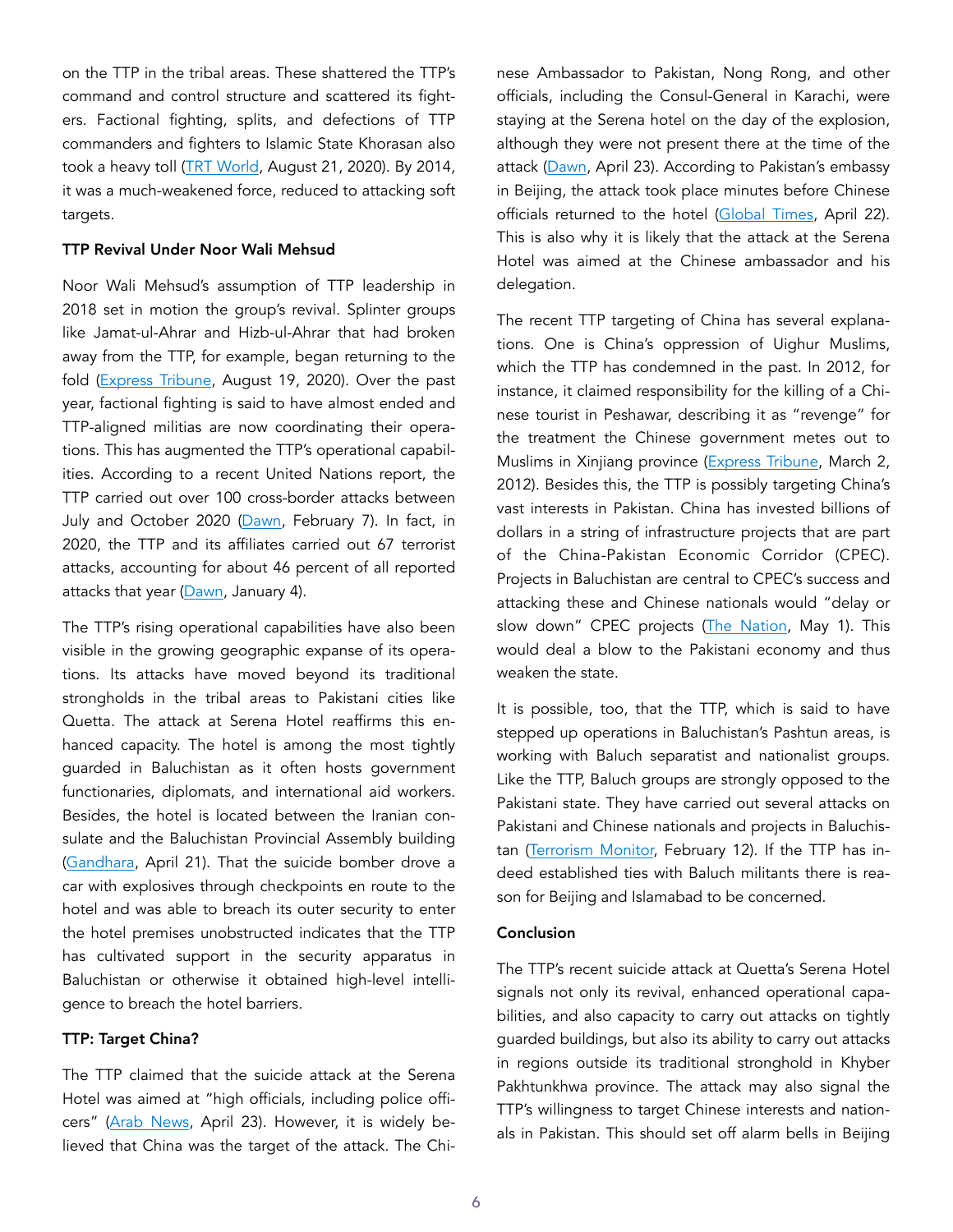on the TTP in the tribal areas. These shattered the TTP's command and control structure and scattered its fighters. Factional fighting, splits, and defections of TTP commanders and fighters to Islamic State Khorasan also took a heavy toll (TRT World, August 21, 2020). By 2014, it was a much-weakened force, reduced to attacking soft targets.

**TTP Revival Under Noor Wali Mehsud**

Noor Wali Mehsud's assumption of TTP leadership in 2018 set in motion the group's revival. Splinter groups like Jamat-ul-Ahrar and Hizb-ul-Ahrar that had broken away from the TTP, for example, began returning to the fold (Express Tribune, August 19, 2020). Over the past year, factional fighting is said to have almost ended and TTP-aligned militias are now coordinating their operations. This has augmented the TTP's operational capabilities. According to a recent United Nations report, the TTP carried out over 100 cross-border attacks between July and October 2020 (Dawn, February 7). In fact, in 2020, the TTP and its affiliates carried out 67 terrorist attacks, accounting for about 46 percent of all reported attacks that year (Dawn, January 4).

The TTP's rising operational capabilities have also been visible in the growing geographic expanse of its operations. Its attacks have moved beyond its traditional strongholds in the tribal areas to Pakistani cities like Quetta. The attack at Serena Hotel reaffirms this enhanced capacity. The hotel is among the most tightly guarded in Baluchistan as it often hosts government functionaries, diplomats, and international aid workers. Besides, the hotel is located between the Iranian consulate and the Baluchistan Provincial Assembly building (Gandhara, April 21). That the suicide bomber drove a car with explosives through checkpoints en route to the hotel and was able to breach its outer security to enter the hotel premises unobstructed indicates that the TTP has cultivated support in the security apparatus in Baluchistan or otherwise it obtained high-level intelligence to breach the hotel barriers.

**TTP: Target China?**

The TTP claimed that the suicide attack at the Serena Hotel was aimed at "high officials, including police officers" (Arab News, April 23). However, it is widely believed that China was the target of the attack. The Chinese Ambassador to Pakistan, Nong Rong, and other officials, including the Consul-General in Karachi, were staying at the Serena hotel on the day of the explosion, although they were not present there at the time of the attack (Dawn, April 23). According to Pakistan's embassy in Beijing, the attack took place minutes before Chinese officials returned to the hotel (Global Times, April 22). This is also why it is likely that the attack at the Serena Hotel was aimed at the Chinese ambassador and his delegation.

The recent TTP targeting of China has several explanations. One is China's oppression of Uighur Muslims, which the TTP has condemned in the past. In 2012, for instance, it claimed responsibility for the killing of a Chinese tourist in Peshawar, describing it as "revenge" for the treatment the Chinese government metes out to Muslims in Xinjiang province (Express Tribune, March 2, 2012). Besides this, the TTP is possibly targeting China's vast interests in Pakistan. China has invested billions of dollars in a string of infrastructure projects that are part of the China-Pakistan Economic Corridor (CPEC). Projects in Baluchistan are central to CPEC's success and attacking these and Chinese nationals would "delay or slow down" CPEC projects (The Nation, May 1). This would deal a blow to the Pakistani economy and thus weaken the state.

It is possible, too, that the TTP, which is said to have stepped up operations in Baluchistan's Pashtun areas, is working with Baluch separatist and nationalist groups. Like the TTP, Baluch groups are strongly opposed to the Pakistani state. They have carried out several attacks on Pakistani and Chinese nationals and projects in Baluchistan (Terrorism Monitor, February 12). If the TTP has indeed established ties with Baluch militants there is reason for Beijing and Islamabad to be concerned.

**Conclusion**

The TTP's recent suicide attack at Quetta's Serena Hotel signals not only its revival, enhanced operational capabilities, and also capacity to carry out attacks on tightly guarded buildings, but also its ability to carry out attacks in regions outside its traditional stronghold in Khyber Pakhtunkhwa province. The attack may also signal the TTP's willingness to target Chinese interests and nationals in Pakistan. This should set off alarm bells in Beijing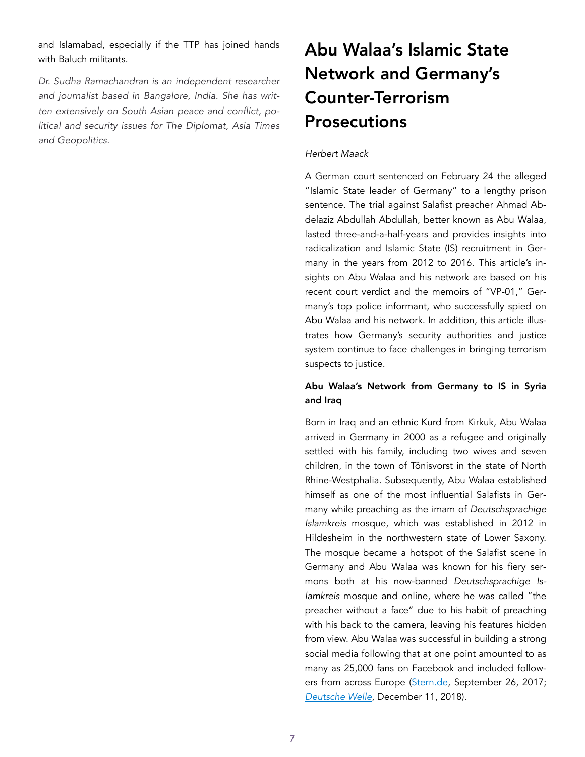and Islamabad, especially if the TTP has joined hands with Baluch militants.

*Dr. Sudha Ramachandran is an independent researcher and journalist based in Bangalore, India. She has written extensively on South Asian peace and conflict, political and security issues for The Diplomat, Asia Times and Geopolitics.*

# Abu Walaa's Islamic State Network and Germany's Counter-Terrorism Prosecutions

*Herbert Maack*

A German court sentenced on February 24 the alleged "Islamic State leader of Germany" to a lengthy prison sentence. The trial against Salafist preacher Ahmad Abdelaziz Abdullah Abdullah, better known as Abu Walaa, lasted three-and-a-half-years and provides insights into radicalization and Islamic State (IS) recruitment in Germany in the years from 2012 to 2016. This article's insights on Abu Walaa and his network are based on his recent court verdict and the memoirs of "VP-01," Germany's top police informant, who successfully spied on Abu Walaa and his network. In addition, this article illustrates how Germany's security authorities and justice system continue to face challenges in bringing terrorism suspects to justice.

### Abu Walaa's Network from Germany to IS in Syria and Iraq

Born in Iraq and an ethnic Kurd from Kirkuk, Abu Walaa arrived in Germany in 2000 as a refugee and originally settled with his family, including two wives and seven children, in the town of Tönisvorst in the state of North Rhine-Westphalia. Subsequently, Abu Walaa established himself as one of the most influential Salafists in Germany while preaching as the imam of *Deutschsprachige Islamkreis* mosque, which was established in 2012 in Hildesheim in the northwestern state of Lower Saxony. The mosque became a hotspot of the Salafist scene in Germany and Abu Walaa was known for his fiery sermons both at his now-banned *Deutschsprachige Islamkreis* mosque and online, where he was called "the preacher without a face" due to his habit of preaching with his back to the camera, leaving his features hidden from view. Abu Walaa was successful in building a strong social media following that at one point amounted to as many as 25,000 fans on Facebook and included followers from across Europe (Stern.de, September 26, 2017; *Deutsche Welle*, December 11, 2018).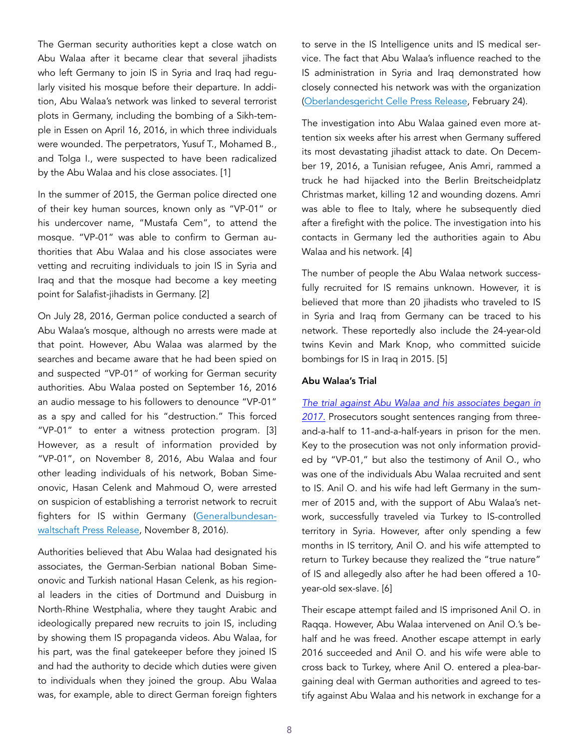The German security authorities kept a close watch on Abu Walaa after it became clear that several jihadists who left Germany to join IS in Syria and Iraq had regularly visited his mosque before their departure. In addition, Abu Walaa's network was linked to several terrorist plots in Germany, including the bombing of a Sikh-temple in Essen on April 16, 2016, in which three individuals were wounded. The perpetrators, Yusuf T., Mohamed B., and Tolga I., were suspected to have been radicalized by the Abu Walaa and his close associates. [1]

In the summer of 2015, the German police directed one of their key human sources, known only as "VP-01" or his undercover name, "Mustafa Cem", to attend the mosque. "VP-01" was able to confirm to German authorities that Abu Walaa and his close associates were vetting and recruiting individuals to join IS in Syria and Iraq and that the mosque had become a key meeting point for Salafist-jihadists in Germany. [2]

On July 28, 2016, German police conducted a search of Abu Walaa's mosque, although no arrests were made at that point. However, Abu Walaa was alarmed by the searches and became aware that he had been spied on and suspected "VP-01" of working for German security authorities. Abu Walaa posted on September 16, 2016 an audio message to his followers to denounce "VP-01" as a spy and called for his "destruction." This forced "VP-01" to enter a witness protection program. [3] However, as a result of information provided by "VP-01", on November 8, 2016, Abu Walaa and four other leading individuals of his network, Boban Simeonovic, Hasan Celenk and Mahmoud O, were arrested on suspicion of establishing a terrorist network to recruit fighters for IS within Germany (Generalbundesanwaltschaft Press Release, November 8, 2016).

Authorities believed that Abu Walaa had designated his associates, the German-Serbian national Boban Simeonovic and Turkish national Hasan Celenk, as his regional leaders in the cities of Dortmund and Duisburg in North-Rhine Westphalia, where they taught Arabic and ideologically prepared new recruits to join IS, including by showing them IS propaganda videos. Abu Walaa, for his part, was the final gatekeeper before they joined IS and had the authority to decide which duties were given to individuals when they joined the group. Abu Walaa was, for example, able to direct German foreign fighters to serve in the IS Intelligence units and IS medical service. The fact that Abu Walaa's influence reached to the IS administration in Syria and Iraq demonstrated how closely connected his network was with the organization (Oberlandesgericht Celle Press Release, February 24).

The investigation into Abu Walaa gained even more attention six weeks after his arrest when Germany suffered its most devastating jihadist attack to date. On December 19, 2016, a Tunisian refugee, Anis Amri, rammed a truck he had hijacked into the Berlin Breitscheidplatz Christmas market, killing 12 and wounding dozens. Amri was able to flee to Italy, where he subsequently died after a firefight with the police. The investigation into his contacts in Germany led the authorities again to Abu Walaa and his network. [4]

The number of people the Abu Walaa network successfully recruited for IS remains unknown. However, it is believed that more than 20 jihadists who traveled to IS in Syria and Iraq from Germany can be traced to his network. These reportedly also include the 24-year-old twins Kevin and Mark Knop, who committed suicide bombings for IS in Iraq in 2015. [5]

**Abu Walaa's Trial**

*The trial against Abu Walaa and his associates began in 2017.* Prosecutors sought sentences ranging from three-and-a-half to 11-and-a-half-years in prison for the men. Key to the prosecution was not only information provided by "VP-01," but also the testimony of Anil O., who was one of the individuals Abu Walaa recruited and sent to IS. Anil O. and his wife had left Germany in the summer of 2015 and, with the support of Abu Walaa's network, successfully traveled via Turkey to IS-controlled territory in Syria. However, after only spending a few months in IS territory, Anil O. and his wife attempted to return to Turkey because they realized the "true nature" of IS and allegedly also after he had been offered a 10-year-old sex-slave. [6]

Their escape attempt failed and IS imprisoned Anil O. in Raqqa. However, Abu Walaa intervened on Anil O.'s behalf and he was freed. Another escape attempt in early 2016 succeeded and Anil O. and his wife were able to cross back to Turkey, where Anil O. entered a plea-bargaining deal with German authorities and agreed to testify against Abu Walaa and his network in exchange for a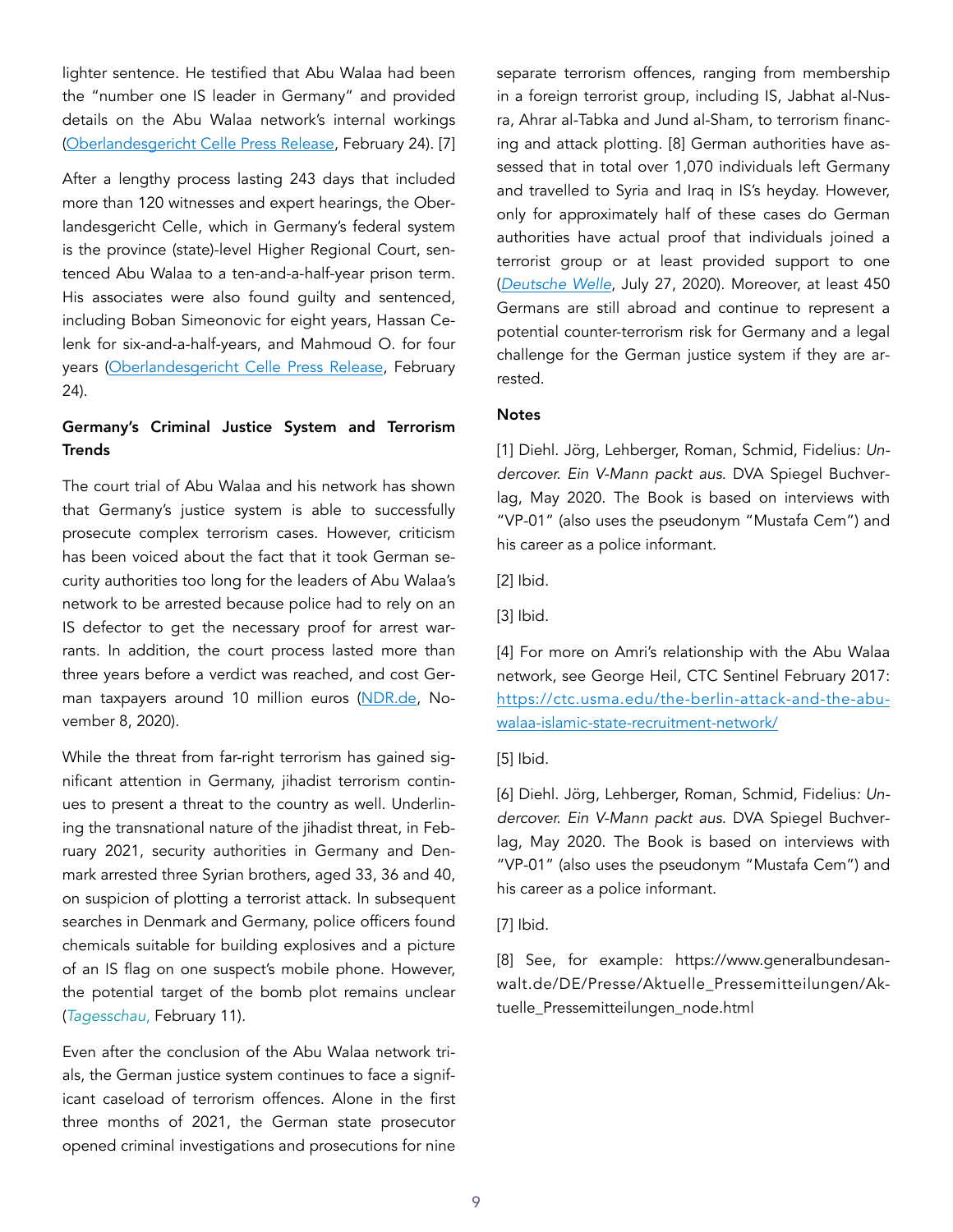lighter sentence. He testified that Abu Walaa had been the "number one IS leader in Germany" and provided details on the Abu Walaa network's internal workings (Oberlandesgericht Celle Press Release, February 24). [7]

After a lengthy process lasting 243 days that included more than 120 witnesses and expert hearings, the Oberlandesgericht Celle, which in Germany's federal system is the province (state)-level Higher Regional Court, sentenced Abu Walaa to a ten-and-a-half-year prison term. His associates were also found guilty and sentenced, including Boban Simeonovic for eight years, Hassan Celenk for six-and-a-half-years, and Mahmoud O. for four years (Oberlandesgericht Celle Press Release, February 24).

**Germany's Criminal Justice System and Terrorism Trends**

The court trial of Abu Walaa and his network has shown that Germany's justice system is able to successfully prosecute complex terrorism cases. However, criticism has been voiced about the fact that it took German security authorities too long for the leaders of Abu Walaa's network to be arrested because police had to rely on an IS defector to get the necessary proof for arrest warrants. In addition, the court process lasted more than three years before a verdict was reached, and cost German taxpayers around 10 million euros (NDR.de, November 8, 2020).

While the threat from far-right terrorism has gained significant attention in Germany, jihadist terrorism continues to present a threat to the country as well. Underlining the transnational nature of the jihadist threat, in February 2021, security authorities in Germany and Denmark arrested three Syrian brothers, aged 33, 36 and 40, on suspicion of plotting a terrorist attack. In subsequent searches in Denmark and Germany, police officers found chemicals suitable for building explosives and a picture of an IS flag on one suspect's mobile phone. However, the potential target of the bomb plot remains unclear (*Tagesschau*, February 11).

Even after the conclusion of the Abu Walaa network trials, the German justice system continues to face a significant caseload of terrorism offences. Alone in the first three months of 2021, the German state prosecutor opened criminal investigations and prosecutions for nine separate terrorism offences, ranging from membership in a foreign terrorist group, including IS, Jabhat al-Nusra, Ahrar al-Tabka and Jund al-Sham, to terrorism financing and attack plotting. [8] German authorities have assessed that in total over 1,070 individuals left Germany and travelled to Syria and Iraq in IS's heyday. However, only for approximately half of these cases do German authorities have actual proof that individuals joined a terrorist group or at least provided support to one (*Deutsche Welle*, July 27, 2020). Moreover, at least 450 Germans are still abroad and continue to represent a potential counter-terrorism risk for Germany and a legal challenge for the German justice system if they are arrested.

**Notes**

[1] Diehl. Jörg, Lehberger, Roman, Schmid, Fidelius*: Undercover. Ein V-Mann packt aus.* DVA Spiegel Buchverlag, May 2020. The Book is based on interviews with "VP-01" (also uses the pseudonym "Mustafa Cem") and his career as a police informant.

[2] Ibid.

[3] Ibid.

[4] For more on Amri's relationship with the Abu Walaa network, see George Heil, CTC Sentinel February 2017: https://ctc.usma.edu/the-berlin-attack-and-the-abu-walaa-islamic-state-recruitment-network/

[5] Ibid.

[6] Diehl. Jörg, Lehberger, Roman, Schmid, Fidelius*: Undercover. Ein V-Mann packt aus.* DVA Spiegel Buchverlag, May 2020. The Book is based on interviews with "VP-01" (also uses the pseudonym "Mustafa Cem") and his career as a police informant.

[7] Ibid.

[8] See, for example: https://www.generalbundesanwalt.de/DE/Presse/Aktuelle_Pressemitteilungen/Aktuelle_Pressemitteilungen_node.html